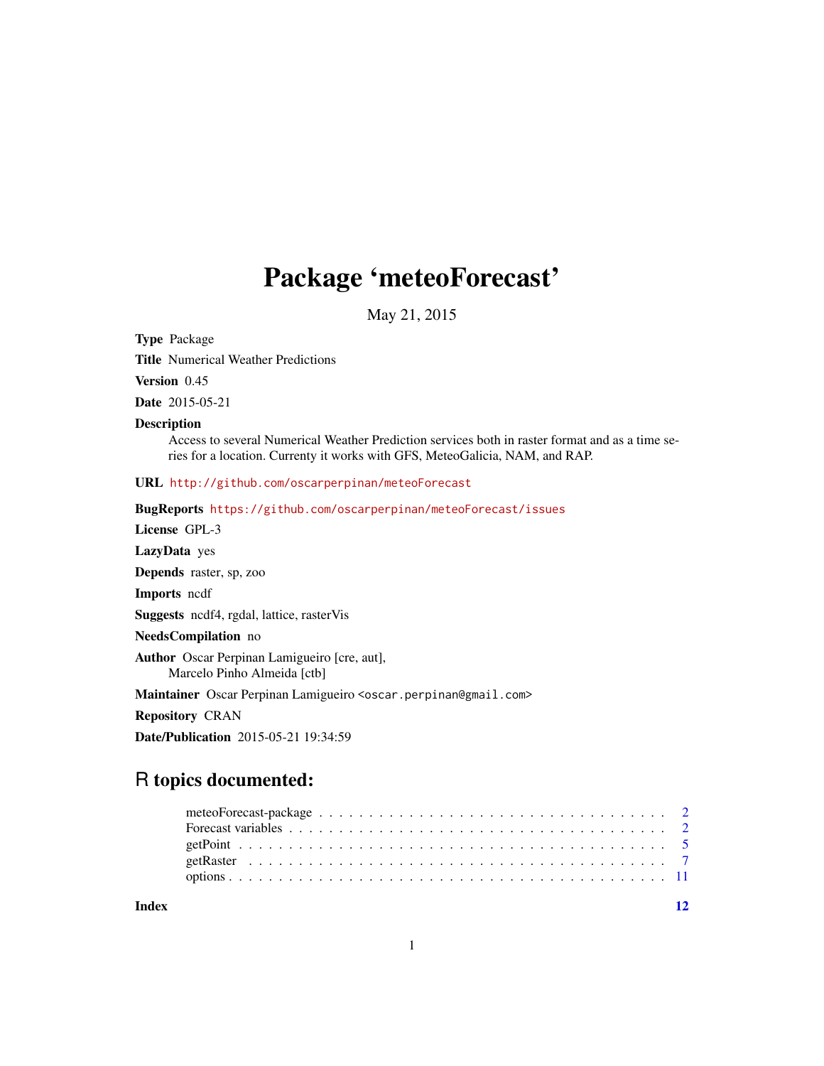# Package 'meteoForecast'

May 21, 2015

**Type** Package

**Title** Numerical Weather Predictions

**Version** 0.45

**Date** 2015-05-21

**Description**
Access to several Numerical Weather Prediction services both in raster format and as a time series for a location. Currenty it works with GFS, MeteoGalicia, NAM, and RAP.

**URL** http://github.com/oscarperpinan/meteoForecast

**BugReports** https://github.com/oscarperpinan/meteoForecast/issues

**License** GPL-3

**LazyData** yes

**Depends** raster, sp, zoo

**Imports** ncdf

**Suggests** ncdf4, rgdal, lattice, rasterVis

**NeedsCompilation** no

**Author** Oscar Perpinan Lamigueiro [cre, aut],
Marcelo Pinho Almeida [ctb]

**Maintainer** Oscar Perpinan Lamigueiro <oscar.perpinan@gmail.com>

**Repository** CRAN

**Date/Publication** 2015-05-21 19:34:59

## R topics documented:

meteoForecast-package . . . . . . . . . . . . . . . . . . . . . . . . . . . . . . . . . . . 2
Forecast variables . . . . . . . . . . . . . . . . . . . . . . . . . . . . . . . . . . . . . . 2
getPoint . . . . . . . . . . . . . . . . . . . . . . . . . . . . . . . . . . . . . . . . . . . 5
getRaster . . . . . . . . . . . . . . . . . . . . . . . . . . . . . . . . . . . . . . . . . . 7
options . . . . . . . . . . . . . . . . . . . . . . . . . . . . . . . . . . . . . . . . . . . 11

**Index** 12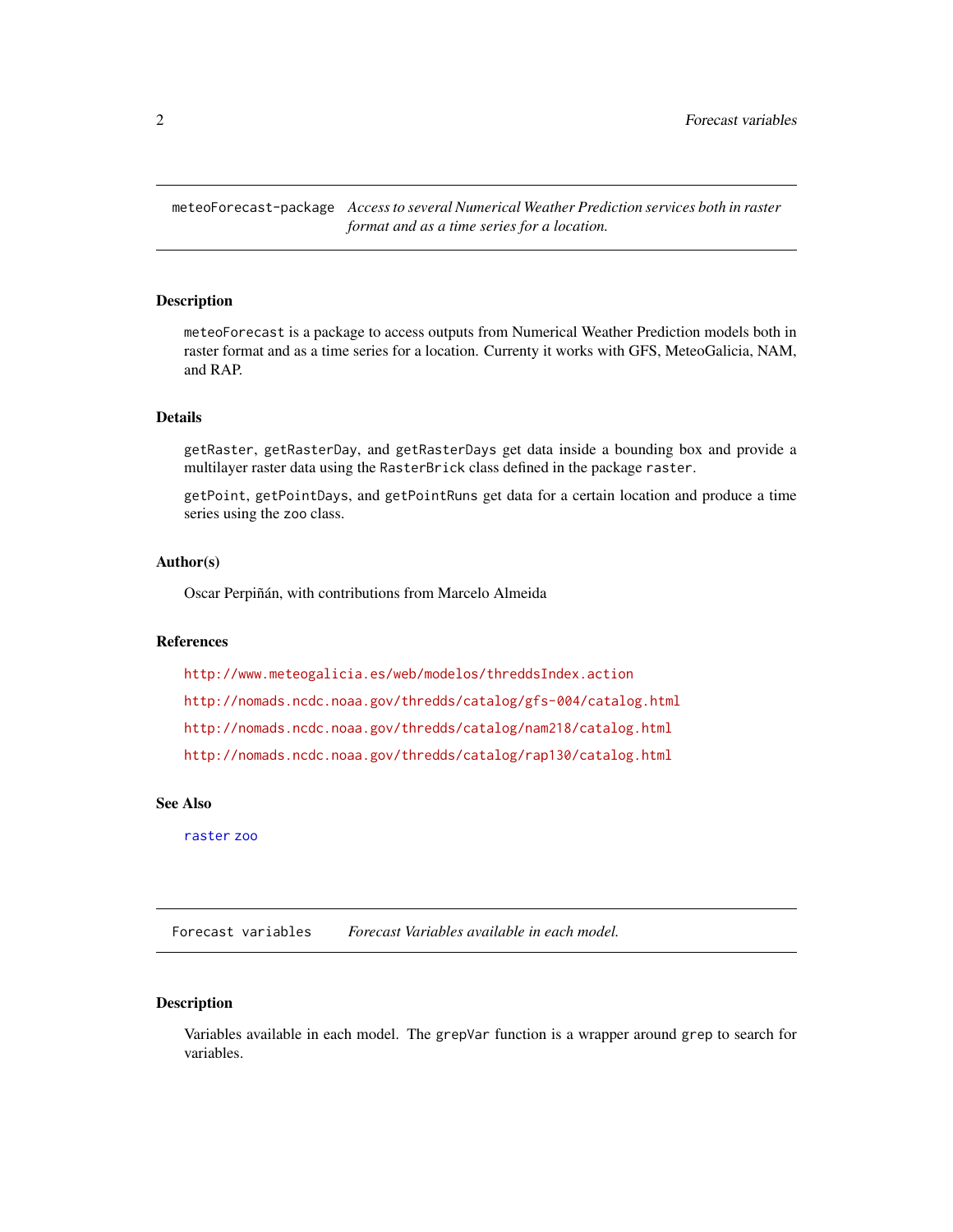## meteoForecast-package

*Access to several Numerical Weather Prediction services both in raster format and as a time series for a location.*

### Description

`meteoForecast` is a package to access outputs from Numerical Weather Prediction models both in raster format and as a time series for a location. Currenty it works with GFS, MeteoGalicia, NAM, and RAP.

### Details

`getRaster`, `getRasterDay`, and `getRasterDays` get data inside a bounding box and provide a multilayer raster data using the `RasterBrick` class defined in the package `raster`.

`getPoint`, `getPointDays`, and `getPointRuns` get data for a certain location and produce a time series using the `zoo` class.

### Author(s)

Oscar Perpiñán, with contributions from Marcelo Almeida

### References

http://www.meteogalicia.es/web/modelos/threddsIndex.action

http://nomads.ncdc.noaa.gov/thredds/catalog/gfs-004/catalog.html

http://nomads.ncdc.noaa.gov/thredds/catalog/nam218/catalog.html

http://nomads.ncdc.noaa.gov/thredds/catalog/rap130/catalog.html

### See Also

`raster` `zoo`

## Forecast variables

*Forecast Variables available in each model.*

### Description

Variables available in each model. The `grepVar` function is a wrapper around `grep` to search for variables.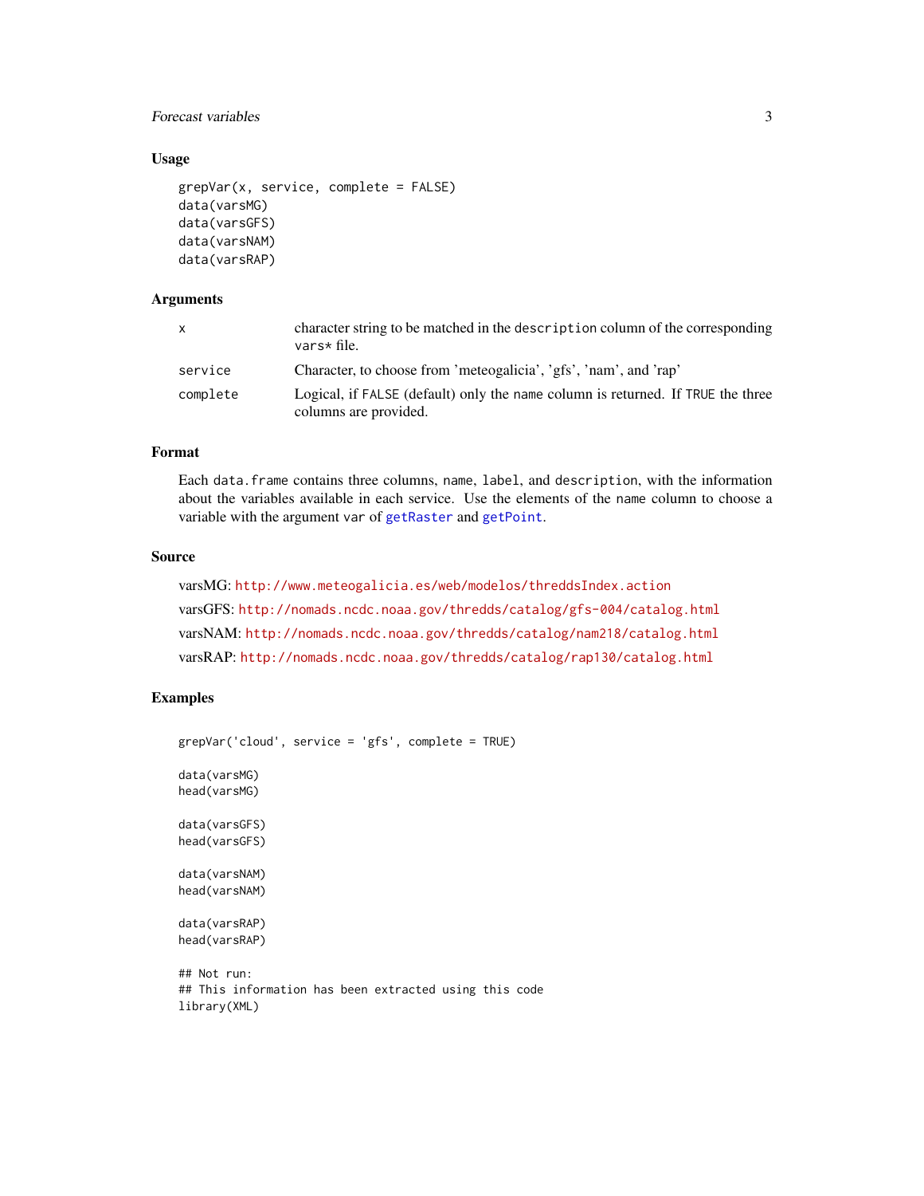### Usage

```
grepVar(x, service, complete = FALSE)
data(varsMG)
data(varsGFS)
data(varsNAM)
data(varsRAP)
```

### Arguments

| | |
|---|---|
| `x` | character string to be matched in the `description` column of the corresponding `vars*` file. |
| `service` | Character, to choose from 'meteogalicia', 'gfs', 'nam', and 'rap' |
| `complete` | Logical, if `FALSE` (default) only the `name` column is returned. If `TRUE` the three columns are provided. |

### Format

Each `data.frame` contains three columns, `name`, `label`, and `description`, with the information about the variables available in each service. Use the elements of the `name` column to choose a variable with the argument `var` of `getRaster` and `getPoint`.

### Source

varsMG: `http://www.meteogalicia.es/web/modelos/threddsIndex.action`

varsGFS: `http://nomads.ncdc.noaa.gov/thredds/catalog/gfs-004/catalog.html`

varsNAM: `http://nomads.ncdc.noaa.gov/thredds/catalog/nam218/catalog.html`

varsRAP: `http://nomads.ncdc.noaa.gov/thredds/catalog/rap130/catalog.html`

### Examples

```
grepVar('cloud', service = 'gfs', complete = TRUE)

data(varsMG)
head(varsMG)

data(varsGFS)
head(varsGFS)

data(varsNAM)
head(varsNAM)

data(varsRAP)
head(varsRAP)

## Not run:
## This information has been extracted using this code
library(XML)
```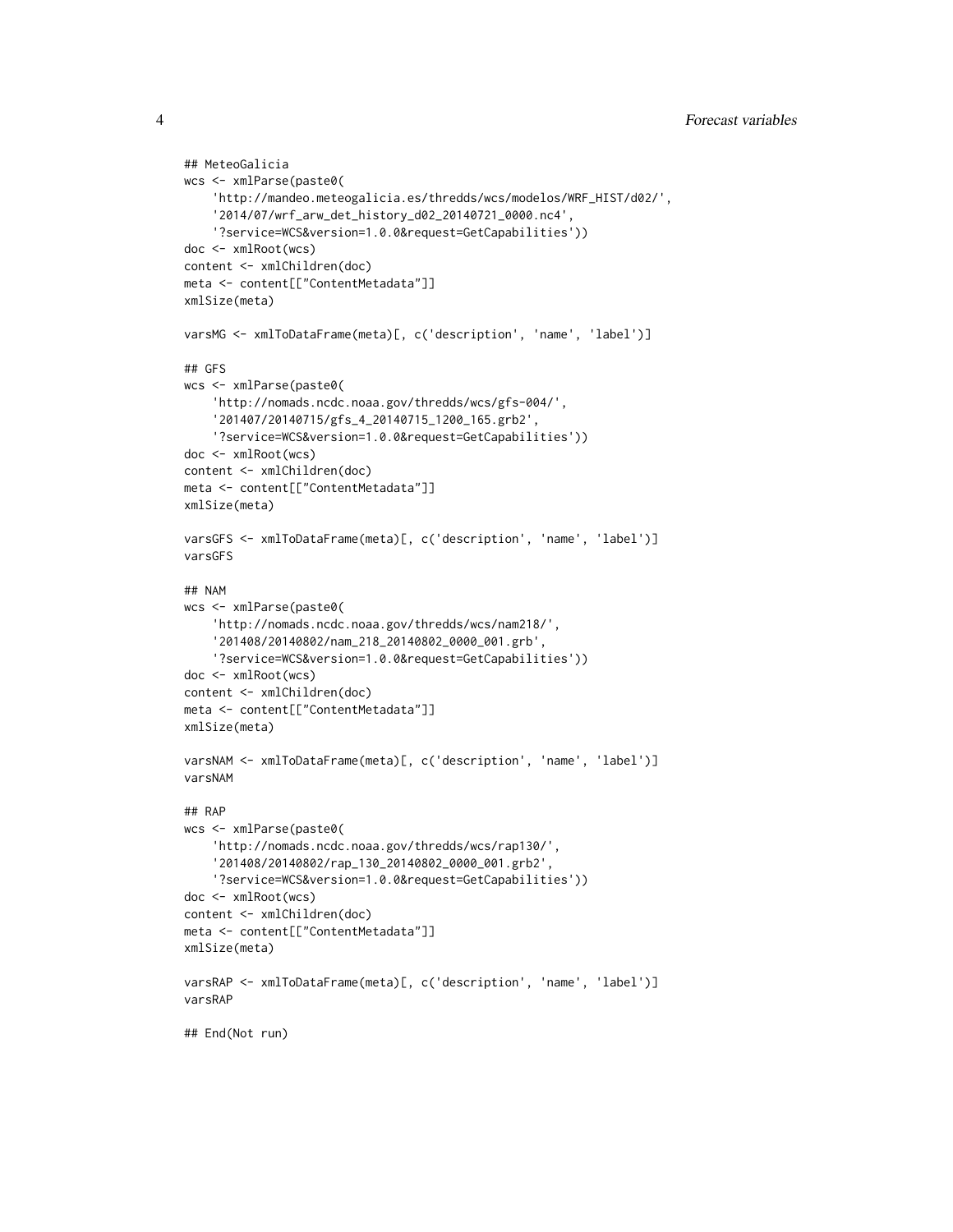```
## MeteoGalicia
wcs <- xmlParse(paste0(
    'http://mandeo.meteogalicia.es/thredds/wcs/modelos/WRF_HIST/d02/',
    '2014/07/wrf_arw_det_history_d02_20140721_0000.nc4',
    '?service=WCS&version=1.0.0&request=GetCapabilities'))
doc <- xmlRoot(wcs)
content <- xmlChildren(doc)
meta <- content[["ContentMetadata"]]
xmlSize(meta)

varsMG <- xmlToDataFrame(meta)[, c('description', 'name', 'label')]

## GFS
wcs <- xmlParse(paste0(
    'http://nomads.ncdc.noaa.gov/thredds/wcs/gfs-004/',
    '201407/20140715/gfs_4_20140715_1200_165.grb2',
    '?service=WCS&version=1.0.0&request=GetCapabilities'))
doc <- xmlRoot(wcs)
content <- xmlChildren(doc)
meta <- content[["ContentMetadata"]]
xmlSize(meta)

varsGFS <- xmlToDataFrame(meta)[, c('description', 'name', 'label')]
varsGFS

## NAM
wcs <- xmlParse(paste0(
    'http://nomads.ncdc.noaa.gov/thredds/wcs/nam218/',
    '201408/20140802/nam_218_20140802_0000_001.grb',
    '?service=WCS&version=1.0.0&request=GetCapabilities'))
doc <- xmlRoot(wcs)
content <- xmlChildren(doc)
meta <- content[["ContentMetadata"]]
xmlSize(meta)

varsNAM <- xmlToDataFrame(meta)[, c('description', 'name', 'label')]
varsNAM

## RAP
wcs <- xmlParse(paste0(
    'http://nomads.ncdc.noaa.gov/thredds/wcs/rap130/',
    '201408/20140802/rap_130_20140802_0000_001.grb2',
    '?service=WCS&version=1.0.0&request=GetCapabilities'))
doc <- xmlRoot(wcs)
content <- xmlChildren(doc)
meta <- content[["ContentMetadata"]]
xmlSize(meta)

varsRAP <- xmlToDataFrame(meta)[, c('description', 'name', 'label')]
varsRAP

## End(Not run)
```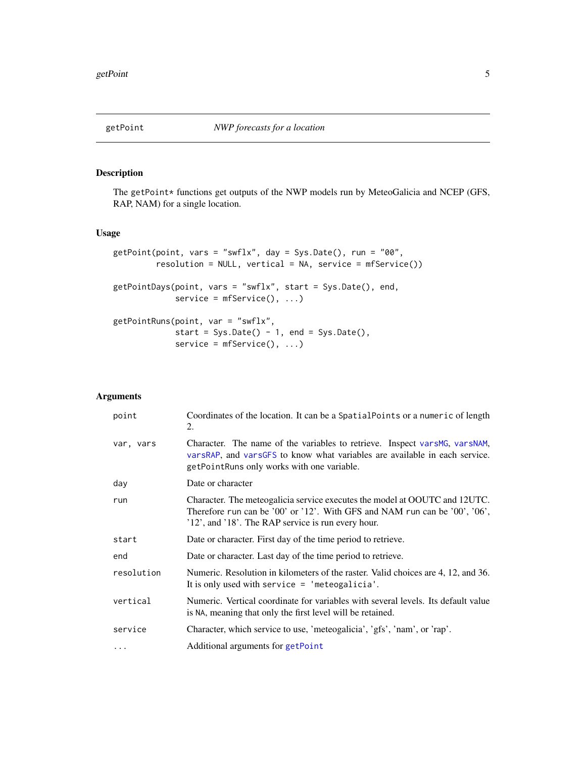getPoint *NWP forecasts for a location*

## Description

The `getPoint*` functions get outputs of the NWP models run by MeteoGalicia and NCEP (GFS, RAP, NAM) for a single location.

## Usage

```
getPoint(point, vars = "swflx", day = Sys.Date(), run = "00",
        resolution = NULL, vertical = NA, service = mfService())

getPointDays(point, vars = "swflx", start = Sys.Date(), end,
            service = mfService(), ...)

getPointRuns(point, var = "swflx",
            start = Sys.Date() - 1, end = Sys.Date(),
            service = mfService(), ...)
```

## Arguments

| | |
|---|---|
| `point` | Coordinates of the location. It can be a `SpatialPoints` or a `numeric` of length 2. |
| `var, vars` | Character. The name of the variables to retrieve. Inspect `varsMG`, `varsNAM`, `varsRAP`, and `varsGFS` to know what variables are available in each service. `getPointRuns` only works with one variable. |
| `day` | Date or character |
| `run` | Character. The meteogalicia service executes the model at OOUTC and 12UTC. Therefore `run` can be '00' or '12'. With GFS and NAM `run` can be '00', '06', '12', and '18'. The RAP service is run every hour. |
| `start` | Date or character. First day of the time period to retrieve. |
| `end` | Date or character. Last day of the time period to retrieve. |
| `resolution` | Numeric. Resolution in kilometers of the raster. Valid choices are 4, 12, and 36. It is only used with `service = 'meteogalicia'`. |
| `vertical` | Numeric. Vertical coordinate for variables with several levels. Its default value is `NA`, meaning that only the first level will be retained. |
| `service` | Character, which service to use, 'meteogalicia', 'gfs', 'nam', or 'rap'. |
| `...` | Additional arguments for `getPoint` |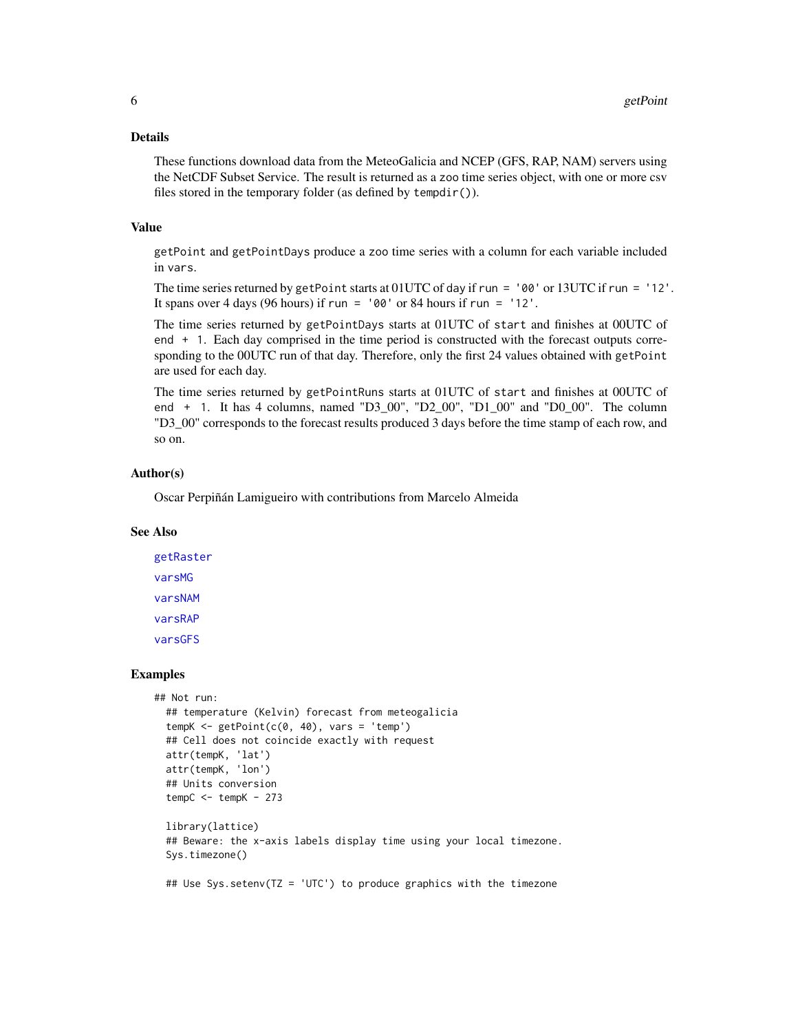## Details

These functions download data from the MeteoGalicia and NCEP (GFS, RAP, NAM) servers using the NetCDF Subset Service. The result is returned as a `zoo` time series object, with one or more csv files stored in the temporary folder (as defined by `tempdir()`).

## Value

`getPoint` and `getPointDays` produce a `zoo` time series with a column for each variable included in `vars`.

The time series returned by `getPoint` starts at 01UTC of day if `run = '00'` or 13UTC if `run = '12'`. It spans over 4 days (96 hours) if `run = '00'` or 84 hours if `run = '12'`.

The time series returned by `getPointDays` starts at 01UTC of `start` and finishes at 00UTC of `end + 1`. Each day comprised in the time period is constructed with the forecast outputs corresponding to the 00UTC run of that day. Therefore, only the first 24 values obtained with `getPoint` are used for each day.

The time series returned by `getPointRuns` starts at 01UTC of `start` and finishes at 00UTC of `end + 1`. It has 4 columns, named "D3_00", "D2_00", "D1_00" and "D0_00". The column "D3_00" corresponds to the forecast results produced 3 days before the time stamp of each row, and so on.

## Author(s)

Oscar Perpiñán Lamigueiro with contributions from Marcelo Almeida

## See Also

`getRaster`

`varsMG`

`varsNAM`

`varsRAP`

`varsGFS`

## Examples

```
## Not run:
  ## temperature (Kelvin) forecast from meteogalicia
  tempK <- getPoint(c(0, 40), vars = 'temp')
  ## Cell does not coincide exactly with request
  attr(tempK, 'lat')
  attr(tempK, 'lon')
  ## Units conversion
  tempC <- tempK - 273

  library(lattice)
  ## Beware: the x-axis labels display time using your local timezone.
  Sys.timezone()

  ## Use Sys.setenv(TZ = 'UTC') to produce graphics with the timezone
```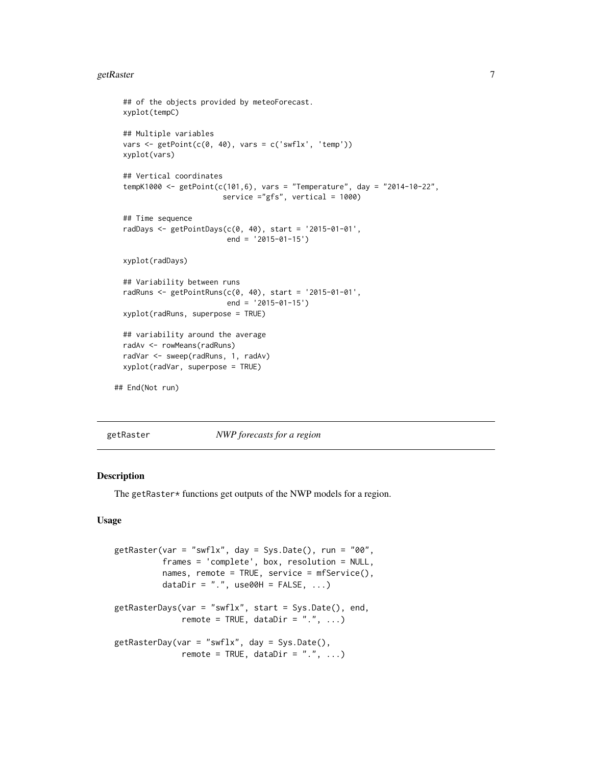```
  ## of the objects provided by meteoForecast.
  xyplot(tempC)

  ## Multiple variables
  vars <- getPoint(c(0, 40), vars = c('swflx', 'temp'))
  xyplot(vars)

  ## Vertical coordinates
  tempK1000 <- getPoint(c(101,6), vars = "Temperature", day = "2014-10-22",
                        service ="gfs", vertical = 1000)

  ## Time sequence
  radDays <- getPointDays(c(0, 40), start = '2015-01-01',
                          end = '2015-01-15')

  xyplot(radDays)

  ## Variability between runs
  radRuns <- getPointRuns(c(0, 40), start = '2015-01-01',
                          end = '2015-01-15')
  xyplot(radRuns, superpose = TRUE)

  ## variability around the average
  radAv <- rowMeans(radRuns)
  radVar <- sweep(radRuns, 1, radAv)
  xyplot(radVar, superpose = TRUE)

## End(Not run)
```

## getRaster — *NWP forecasts for a region*

### Description

The getRaster* functions get outputs of the NWP models for a region.

### Usage

```
getRaster(var = "swflx", day = Sys.Date(), run = "00",
          frames = 'complete', box, resolution = NULL,
          names, remote = TRUE, service = mfService(),
          dataDir = ".", use00H = FALSE, ...)

getRasterDays(var = "swflx", start = Sys.Date(), end,
              remote = TRUE, dataDir = ".", ...)

getRasterDay(var = "swflx", day = Sys.Date(),
             remote = TRUE, dataDir = ".", ...)
```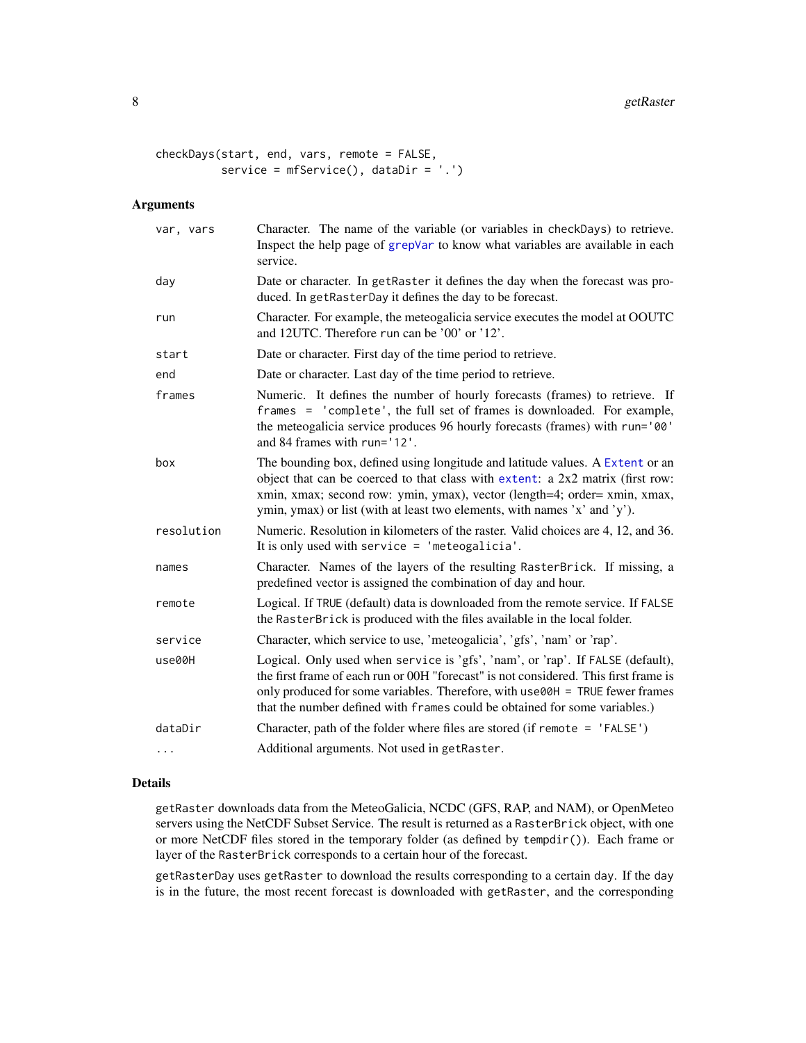```
checkDays(start, end, vars, remote = FALSE,
          service = mfService(), dataDir = '.')
```

### Arguments

| | |
|---|---|
| `var, vars` | Character. The name of the variable (or variables in `checkDays`) to retrieve. Inspect the help page of `grepVar` to know what variables are available in each service. |
| `day` | Date or character. In `getRaster` it defines the day when the forecast was produced. In `getRasterDay` it defines the day to be forecast. |
| `run` | Character. For example, the meteogalicia service executes the model at OOUTC and 12UTC. Therefore `run` can be '00' or '12'. |
| `start` | Date or character. First day of the time period to retrieve. |
| `end` | Date or character. Last day of the time period to retrieve. |
| `frames` | Numeric. It defines the number of hourly forecasts (frames) to retrieve. If `frames = 'complete'`, the full set of frames is downloaded. For example, the meteogalicia service produces 96 hourly forecasts (frames) with `run='00'` and 84 frames with `run='12'`. |
| `box` | The bounding box, defined using longitude and latitude values. A `Extent` or an object that can be coerced to that class with `extent`: a 2x2 matrix (first row: xmin, xmax; second row: ymin, ymax), vector (length=4; order= xmin, xmax, ymin, ymax) or list (with at least two elements, with names 'x' and 'y'). |
| `resolution` | Numeric. Resolution in kilometers of the raster. Valid choices are 4, 12, and 36. It is only used with `service = 'meteogalicia'`. |
| `names` | Character. Names of the layers of the resulting `RasterBrick`. If missing, a predefined vector is assigned the combination of day and hour. |
| `remote` | Logical. If `TRUE` (default) data is downloaded from the remote service. If `FALSE` the `RasterBrick` is produced with the files available in the local folder. |
| `service` | Character, which service to use, 'meteogalicia', 'gfs', 'nam' or 'rap'. |
| `use00H` | Logical. Only used when `service` is 'gfs', 'nam', or 'rap'. If `FALSE` (default), the first frame of each run or 00H "forecast" is not considered. This first frame is only produced for some variables. Therefore, with `use00H = TRUE` fewer frames that the number defined with `frames` could be obtained for some variables.) |
| `dataDir` | Character, path of the folder where files are stored (if `remote = 'FALSE'`) |
| `...` | Additional arguments. Not used in `getRaster`. |

### Details

`getRaster` downloads data from the MeteoGalicia, NCDC (GFS, RAP, and NAM), or OpenMeteo servers using the NetCDF Subset Service. The result is returned as a `RasterBrick` object, with one or more NetCDF files stored in the temporary folder (as defined by `tempdir()`). Each frame or layer of the `RasterBrick` corresponds to a certain hour of the forecast.

`getRasterDay` uses `getRaster` to download the results corresponding to a certain day. If the day is in the future, the most recent forecast is downloaded with `getRaster`, and the corresponding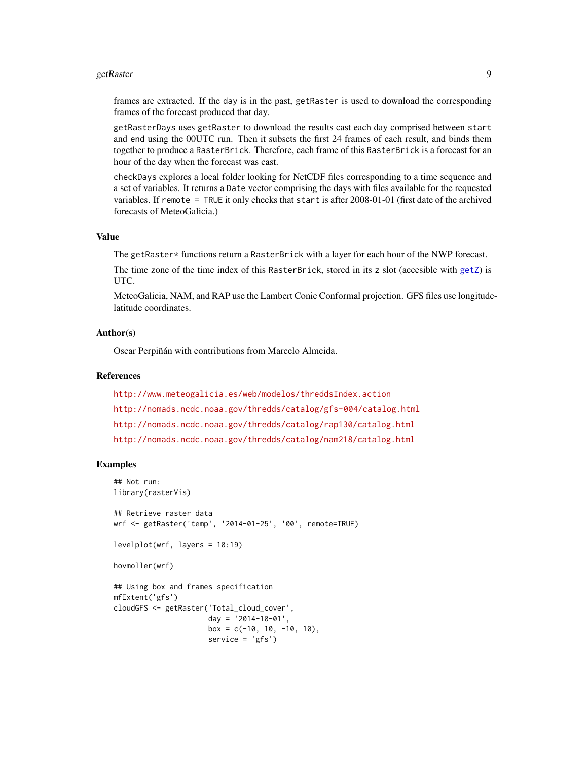frames are extracted. If the day is in the past, `getRaster` is used to download the corresponding frames of the forecast produced that day.

`getRasterDays` uses `getRaster` to download the results cast each day comprised between `start` and `end` using the 00UTC run. Then it subsets the first 24 frames of each result, and binds them together to produce a `RasterBrick`. Therefore, each frame of this `RasterBrick` is a forecast for an hour of the day when the forecast was cast.

`checkDays` explores a local folder looking for NetCDF files corresponding to a time sequence and a set of variables. It returns a `Date` vector comprising the days with files available for the requested variables. If `remote = TRUE` it only checks that `start` is after 2008-01-01 (first date of the archived forecasts of MeteoGalicia.)

## Value

The `getRaster*` functions return a `RasterBrick` with a layer for each hour of the NWP forecast.

The time zone of the time index of this `RasterBrick`, stored in its `z` slot (accesible with `getZ`) is UTC.

MeteoGalicia, NAM, and RAP use the Lambert Conic Conformal projection. GFS files use longitude-latitude coordinates.

## Author(s)

Oscar Perpiñán with contributions from Marcelo Almeida.

## References

http://www.meteogalicia.es/web/modelos/threddsIndex.action

http://nomads.ncdc.noaa.gov/thredds/catalog/gfs-004/catalog.html

http://nomads.ncdc.noaa.gov/thredds/catalog/rap130/catalog.html

http://nomads.ncdc.noaa.gov/thredds/catalog/nam218/catalog.html

## Examples

```
## Not run:
library(rasterVis)

## Retrieve raster data
wrf <- getRaster('temp', '2014-01-25', '00', remote=TRUE)

levelplot(wrf, layers = 10:19)

hovmoller(wrf)

## Using box and frames specification
mfExtent('gfs')
cloudGFS <- getRaster('Total_cloud_cover',
                      day = '2014-10-01',
                      box = c(-10, 10, -10, 10),
                      service = 'gfs')
```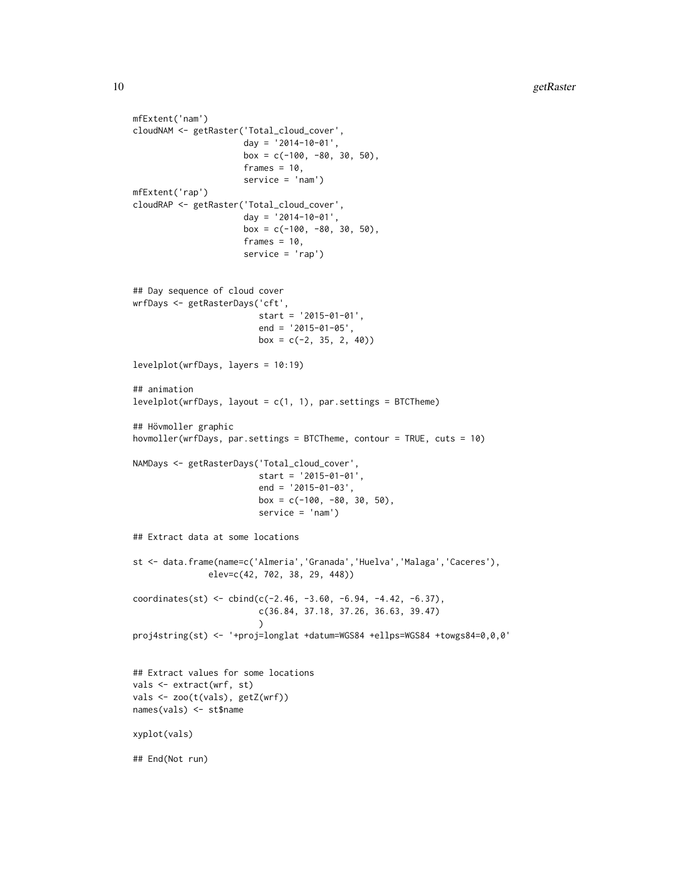```
mfExtent('nam')
cloudNAM <- getRaster('Total_cloud_cover',
                      day = '2014-10-01',
                      box = c(-100, -80, 30, 50),
                      frames = 10,
                      service = 'nam')
mfExtent('rap')
cloudRAP <- getRaster('Total_cloud_cover',
                      day = '2014-10-01',
                      box = c(-100, -80, 30, 50),
                      frames = 10,
                      service = 'rap')


## Day sequence of cloud cover
wrfDays <- getRasterDays('cft',
                         start = '2015-01-01',
                         end = '2015-01-05',
                         box = c(-2, 35, 2, 40))

levelplot(wrfDays, layers = 10:19)

## animation
levelplot(wrfDays, layout = c(1, 1), par.settings = BTCTheme)

## Hövmoller graphic
hovmoller(wrfDays, par.settings = BTCTheme, contour = TRUE, cuts = 10)

NAMDays <- getRasterDays('Total_cloud_cover',
                         start = '2015-01-01',
                         end = '2015-01-03',
                         box = c(-100, -80, 30, 50),
                         service = 'nam')

## Extract data at some locations

st <- data.frame(name=c('Almeria','Granada','Huelva','Malaga','Caceres'),
               elev=c(42, 702, 38, 29, 448))

coordinates(st) <- cbind(c(-2.46, -3.60, -6.94, -4.42, -6.37),
                         c(36.84, 37.18, 37.26, 36.63, 39.47)
                         )
proj4string(st) <- '+proj=longlat +datum=WGS84 +ellps=WGS84 +towgs84=0,0,0'


## Extract values for some locations
vals <- extract(wrf, st)
vals <- zoo(t(vals), getZ(wrf))
names(vals) <- st$name

xyplot(vals)

## End(Not run)
```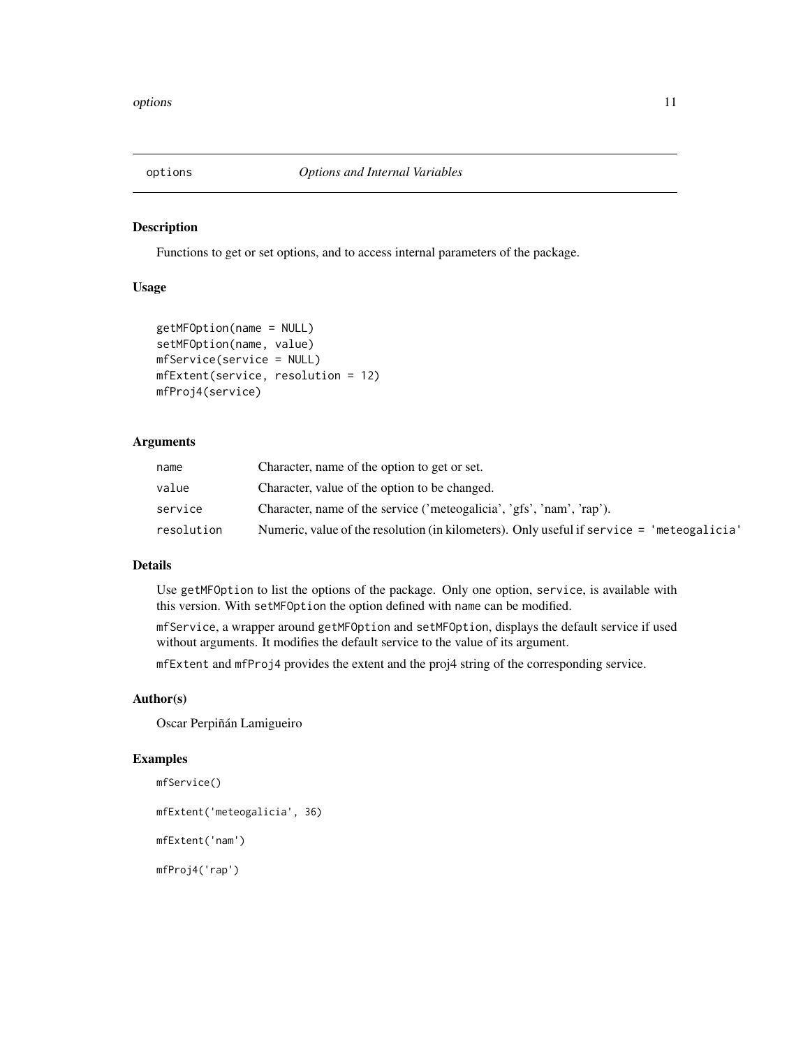# options *Options and Internal Variables*

## Description

Functions to get or set options, and to access internal parameters of the package.

## Usage

```
getMFOption(name = NULL)
setMFOption(name, value)
mfService(service = NULL)
mfExtent(service, resolution = 12)
mfProj4(service)
```

## Arguments

| | |
|---|---|
| name | Character, name of the option to get or set. |
| value | Character, value of the option to be changed. |
| service | Character, name of the service ('meteogalicia', 'gfs', 'nam', 'rap'). |
| resolution | Numeric, value of the resolution (in kilometers). Only useful if `service = 'meteogalicia'` |

## Details

Use `getMFOption` to list the options of the package. Only one option, `service`, is available with this version. With `setMFOption` the option defined with `name` can be modified.

`mfService`, a wrapper around `getMFOption` and `setMFOption`, displays the default service if used without arguments. It modifies the default service to the value of its argument.

`mfExtent` and `mfProj4` provides the extent and the proj4 string of the corresponding service.

## Author(s)

Oscar Perpiñán Lamigueiro

## Examples

```
mfService()

mfExtent('meteogalicia', 36)

mfExtent('nam')

mfProj4('rap')
```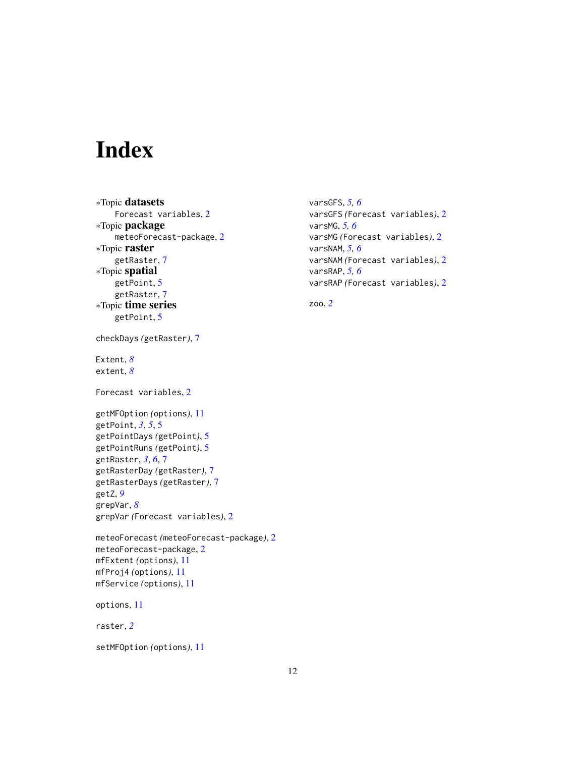# Index

∗Topic **datasets**
  Forecast variables, 2
∗Topic **package**
  meteoForecast-package, 2
∗Topic **raster**
  getRaster, 7
∗Topic **spatial**
  getPoint, 5
  getRaster, 7
∗Topic **time series**
  getPoint, 5

checkDays *(getRaster)*, 7

Extent, *8*
extent, *8*

Forecast variables, 2

getMFOption *(options)*, 11
getPoint, *3*, *5*, 5
getPointDays *(getPoint)*, 5
getPointRuns *(getPoint)*, 5
getRaster, *3*, *6*, 7
getRasterDay *(getRaster)*, 7
getRasterDays *(getRaster)*, 7
getZ, *9*
grepVar, *8*
grepVar *(Forecast variables)*, 2

meteoForecast *(meteoForecast-package)*, 2
meteoForecast-package, 2
mfExtent *(options)*, 11
mfProj4 *(options)*, 11
mfService *(options)*, 11

options, 11

raster, *2*

setMFOption *(options)*, 11

varsGFS, *5, 6*
varsGFS *(Forecast variables)*, 2
varsMG, *5, 6*
varsMG *(Forecast variables)*, 2
varsNAM, *5, 6*
varsNAM *(Forecast variables)*, 2
varsRAP, *5, 6*
varsRAP *(Forecast variables)*, 2

zoo, *2*